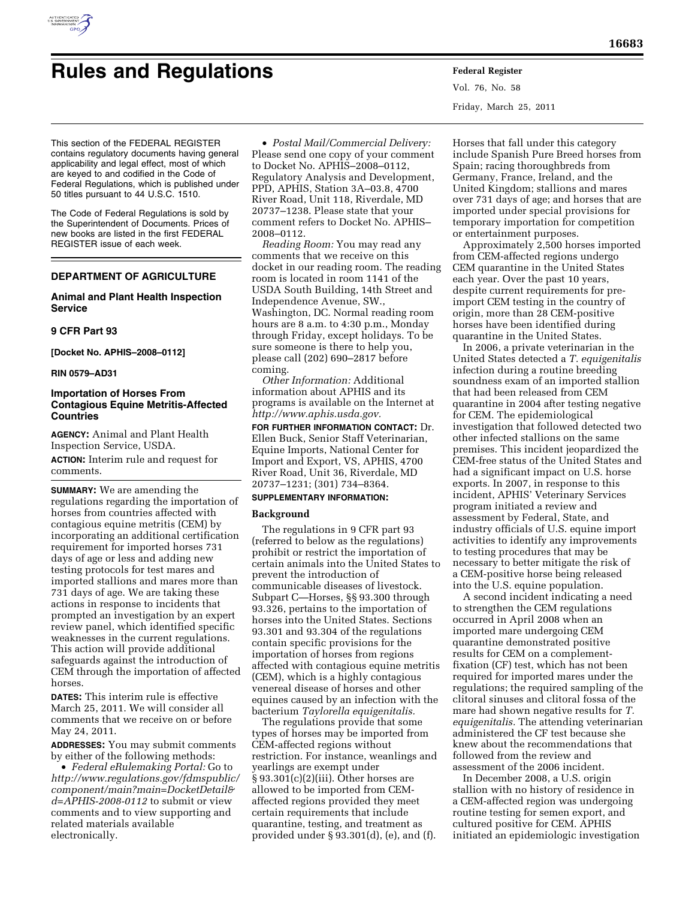# Rules and Regulations

This section of the FEDERAL REGISTER contains regulatory documents having general applicability and legal effect, most of which are keyed to and codified in the Code of Federal Regulations, which is published under 50 titles pursuant to 44 U.S.C. 1510.

The Code of Federal Regulations is sold by the Superintendent of Documents. Prices of new books are listed in the first FEDERAL REGISTER issue of each week.

## DEPARTMENT OF AGRICULTURE

### Animal and Plant Health Inspection Service

### 9 CFR Part 93

**[Docket No. APHIS–2008–0112]**

**RIN 0579–AD31**

### Importation of Horses From Contagious Equine Metritis-Affected Countries

**AGENCY:** Animal and Plant Health Inspection Service, USDA.

**ACTION:** Interim rule and request for comments.

**SUMMARY:** We are amending the regulations regarding the importation of horses from countries affected with contagious equine metritis (CEM) by incorporating an additional certification requirement for imported horses 731 days of age or less and adding new testing protocols for test mares and imported stallions and mares more than 731 days of age. We are taking these actions in response to incidents that prompted an investigation by an expert review panel, which identified specific weaknesses in the current regulations. This action will provide additional safeguards against the introduction of CEM through the importation of affected horses.

**DATES:** This interim rule is effective March 25, 2011. We will consider all comments that we receive on or before May 24, 2011.

**ADDRESSES:** You may submit comments by either of the following methods:

- *Federal eRulemaking Portal:* Go to *http://www.regulations.gov/fdmspublic/component/main?main=DocketDetail&d=APHIS-2008-0112* to submit or view comments and to view supporting and related materials available electronically.
- *Postal Mail/Commercial Delivery:* Please send one copy of your comment to Docket No. APHIS–2008–0112, Regulatory Analysis and Development, PPD, APHIS, Station 3A–03.8, 4700 River Road, Unit 118, Riverdale, MD 20737–1238. Please state that your comment refers to Docket No. APHIS–2008–0112.

*Reading Room:* You may read any comments that we receive on this docket in our reading room. The reading room is located in room 1141 of the USDA South Building, 14th Street and Independence Avenue, SW., Washington, DC. Normal reading room hours are 8 a.m. to 4:30 p.m., Monday through Friday, except holidays. To be sure someone is there to help you, please call (202) 690–2817 before coming.

*Other Information:* Additional information about APHIS and its programs is available on the Internet at *http://www.aphis.usda.gov.*

**FOR FURTHER INFORMATION CONTACT:** Dr. Ellen Buck, Senior Staff Veterinarian, Equine Imports, National Center for Import and Export, VS, APHIS, 4700 River Road, Unit 36, Riverdale, MD 20737–1231; (301) 734–8364.

**SUPPLEMENTARY INFORMATION:**

## Background

The regulations in 9 CFR part 93 (referred to below as the regulations) prohibit or restrict the importation of certain animals into the United States to prevent the introduction of communicable diseases of livestock. Subpart C—Horses, §§ 93.300 through 93.326, pertains to the importation of horses into the United States. Sections 93.301 and 93.304 of the regulations contain specific provisions for the importation of horses from regions affected with contagious equine metritis (CEM), which is a highly contagious venereal disease of horses and other equines caused by an infection with the bacterium *Taylorella equigenitalis.*

The regulations provide that some types of horses may be imported from CEM-affected regions without restriction. For instance, weanlings and yearlings are exempt under § 93.301(c)(2)(iii). Other horses are allowed to be imported from CEM-affected regions provided they meet certain requirements that include quarantine, testing, and treatment as provided under § 93.301(d), (e), and (f). Horses that fall under this category include Spanish Pure Breed horses from Spain; racing thoroughbreds from Germany, France, Ireland, and the United Kingdom; stallions and mares over 731 days of age; and horses that are imported under special provisions for temporary importation for competition or entertainment purposes.

Approximately 2,500 horses imported from CEM-affected regions undergo CEM quarantine in the United States each year. Over the past 10 years, despite current requirements for pre-import CEM testing in the country of origin, more than 28 CEM-positive horses have been identified during quarantine in the United States.

In 2006, a private veterinarian in the United States detected a *T. equigenitalis* infection during a routine breeding soundness exam of an imported stallion that had been released from CEM quarantine in 2004 after testing negative for CEM. The epidemiological investigation that followed detected two other infected stallions on the same premises. This incident jeopardized the CEM-free status of the United States and had a significant impact on U.S. horse exports. In 2007, in response to this incident, APHIS' Veterinary Services program initiated a review and assessment by Federal, State, and industry officials of U.S. equine import activities to identify any improvements to testing procedures that may be necessary to better mitigate the risk of a CEM-positive horse being released into the U.S. equine population.

A second incident indicating a need to strengthen the CEM regulations occurred in April 2008 when an imported mare undergoing CEM quarantine demonstrated positive results for CEM on a complement-fixation (CF) test, which has not been required for imported mares under the regulations; the required sampling of the clitoral sinuses and clitoral fossa of the mare had shown negative results for *T. equigenitalis.* The attending veterinarian administered the CF test because she knew about the recommendations that followed from the review and assessment of the 2006 incident.

In December 2008, a U.S. origin stallion with no history of residence in a CEM-affected region was undergoing routine testing for semen export, and cultured positive for CEM. APHIS initiated an epidemiologic investigation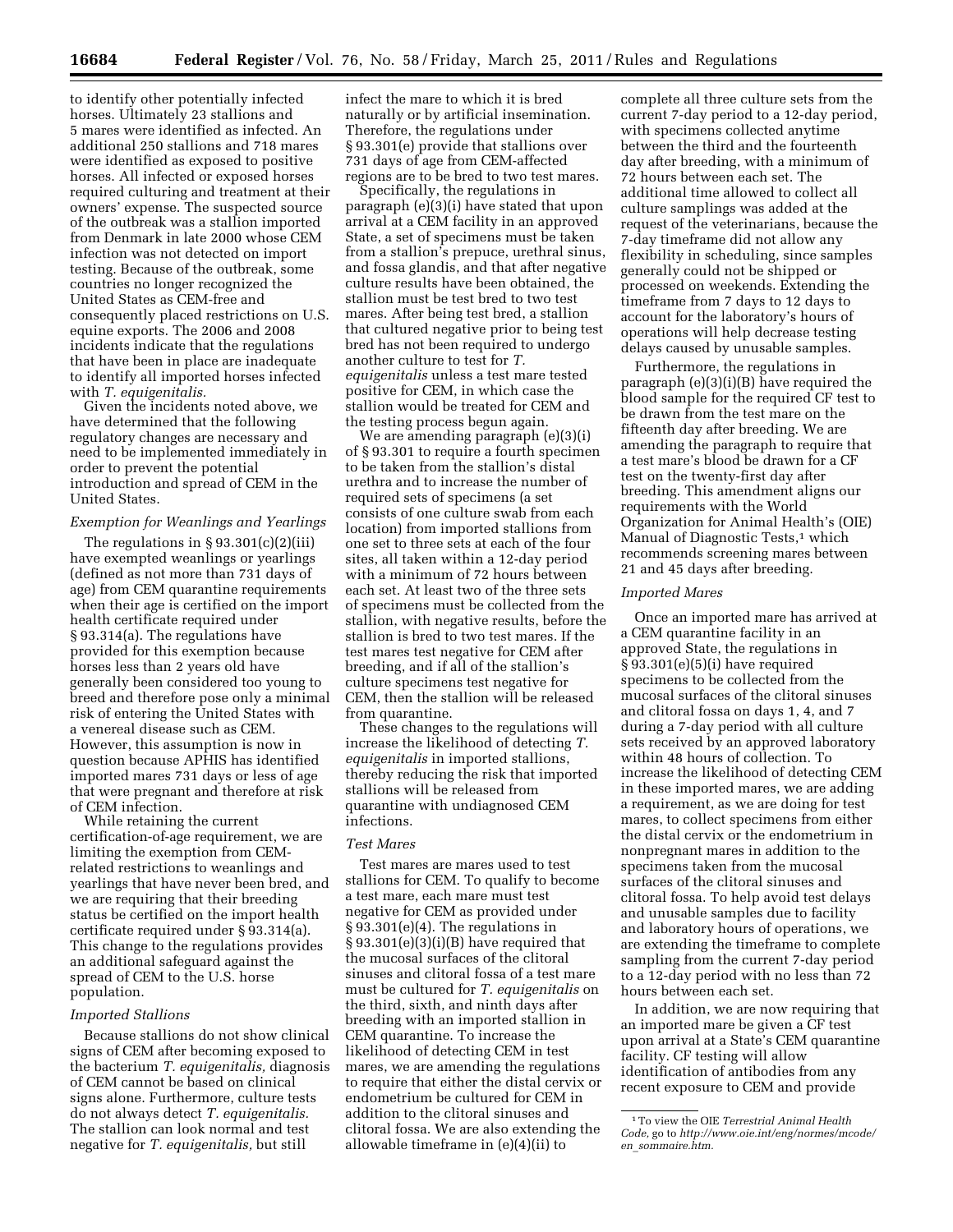to identify other potentially infected horses. Ultimately 23 stallions and 5 mares were identified as infected. An additional 250 stallions and 718 mares were identified as exposed to positive horses. All infected or exposed horses required culturing and treatment at their owners' expense. The suspected source of the outbreak was a stallion imported from Denmark in late 2000 whose CEM infection was not detected on import testing. Because of the outbreak, some countries no longer recognized the United States as CEM-free and consequently placed restrictions on U.S. equine exports. The 2006 and 2008 incidents indicate that the regulations that have been in place are inadequate to identify all imported horses infected with *T. equigenitalis.*

Given the incidents noted above, we have determined that the following regulatory changes are necessary and need to be implemented immediately in order to prevent the potential introduction and spread of CEM in the United States.

*Exemption for Weanlings and Yearlings*

The regulations in § 93.301(c)(2)(iii) have exempted weanlings or yearlings (defined as not more than 731 days of age) from CEM quarantine requirements when their age is certified on the import health certificate required under § 93.314(a). The regulations have provided for this exemption because horses less than 2 years old have generally been considered too young to breed and therefore pose only a minimal risk of entering the United States with a venereal disease such as CEM. However, this assumption is now in question because APHIS has identified imported mares 731 days or less of age that were pregnant and therefore at risk of CEM infection.

While retaining the current certification-of-age requirement, we are limiting the exemption from CEM-related restrictions to weanlings and yearlings that have never been bred, and we are requiring that their breeding status be certified on the import health certificate required under § 93.314(a). This change to the regulations provides an additional safeguard against the spread of CEM to the U.S. horse population.

*Imported Stallions*

Because stallions do not show clinical signs of CEM after becoming exposed to the bacterium *T. equigenitalis,* diagnosis of CEM cannot be based on clinical signs alone. Furthermore, culture tests do not always detect *T. equigenitalis.* The stallion can look normal and test negative for *T. equigenitalis,* but still infect the mare to which it is bred naturally or by artificial insemination. Therefore, the regulations under § 93.301(e) provide that stallions over 731 days of age from CEM-affected regions are to be bred to two test mares.

Specifically, the regulations in paragraph (e)(3)(i) have stated that upon arrival at a CEM facility in an approved State, a set of specimens must be taken from a stallion's prepuce, urethral sinus, and fossa glandis, and that after negative culture results have been obtained, the stallion must be test bred to two test mares. After being test bred, a stallion that cultured negative prior to being test bred has not been required to undergo another culture to test for *T. equigenitalis* unless a test mare tested positive for CEM, in which case the stallion would be treated for CEM and the testing process begun again.

We are amending paragraph (e)(3)(i) of § 93.301 to require a fourth specimen to be taken from the stallion's distal urethra and to increase the number of required sets of specimens (a set consists of one culture swab from each location) from imported stallions from one set to three sets at each of the four sites, all taken within a 12-day period with a minimum of 72 hours between each set. At least two of the three sets of specimens must be collected from the stallion, with negative results, before the stallion is bred to two test mares. If the test mares test negative for CEM after breeding, and if all of the stallion's culture specimens test negative for CEM, then the stallion will be released from quarantine.

These changes to the regulations will increase the likelihood of detecting *T. equigenitalis* in imported stallions, thereby reducing the risk that imported stallions will be released from quarantine with undiagnosed CEM infections.

*Test Mares*

Test mares are mares used to test stallions for CEM. To qualify to become a test mare, each mare must test negative for CEM as provided under § 93.301(e)(4). The regulations in § 93.301(e)(3)(i)(B) have required that the mucosal surfaces of the clitoral sinuses and clitoral fossa of a test mare must be cultured for *T. equigenitalis* on the third, sixth, and ninth days after breeding with an imported stallion in CEM quarantine. To increase the likelihood of detecting CEM in test mares, we are amending the regulations to require that either the distal cervix or endometrium be cultured for CEM in addition to the clitoral sinuses and clitoral fossa. We are also extending the allowable timeframe in (e)(4)(ii) to complete all three culture sets from the current 7-day period to a 12-day period, with specimens collected anytime between the third and the fourteenth day after breeding, with a minimum of 72 hours between each set. The additional time allowed to collect all culture samplings was added at the request of the veterinarians, because the 7-day timeframe did not allow any flexibility in scheduling, since samples generally could not be shipped or processed on weekends. Extending the timeframe from 7 days to 12 days to account for the laboratory's hours of operations will help decrease testing delays caused by unusable samples.

Furthermore, the regulations in paragraph (e)(3)(i)(B) have required the blood sample for the required CF test to be drawn from the test mare on the fifteenth day after breeding. We are amending the paragraph to require that a test mare's blood be drawn for a CF test on the twenty-first day after breeding. This amendment aligns our requirements with the World Organization for Animal Health's (OIE) Manual of Diagnostic Tests,[1] which recommends screening mares between 21 and 45 days after breeding.

*Imported Mares*

Once an imported mare has arrived at a CEM quarantine facility in an approved State, the regulations in § 93.301(e)(5)(i) have required specimens to be collected from the mucosal surfaces of the clitoral sinuses and clitoral fossa on days 1, 4, and 7 during a 7-day period with all culture sets received by an approved laboratory within 48 hours of collection. To increase the likelihood of detecting CEM in these imported mares, we are adding a requirement, as we are doing for test mares, to collect specimens from either the distal cervix or the endometrium in nonpregnant mares in addition to the specimens taken from the mucosal surfaces of the clitoral sinuses and clitoral fossa. To help avoid test delays and unusable samples due to facility and laboratory hours of operations, we are extending the timeframe to complete sampling from the current 7-day period to a 12-day period with no less than 72 hours between each set.

In addition, we are now requiring that an imported mare be given a CF test upon arrival at a State's CEM quarantine facility. CF testing will allow identification of antibodies from any recent exposure to CEM and provide

[1] To view the OIE *Terrestrial Animal Health Code,* go to *http://www.oie.int/eng/normes/mcode/en_sommaire.htm.*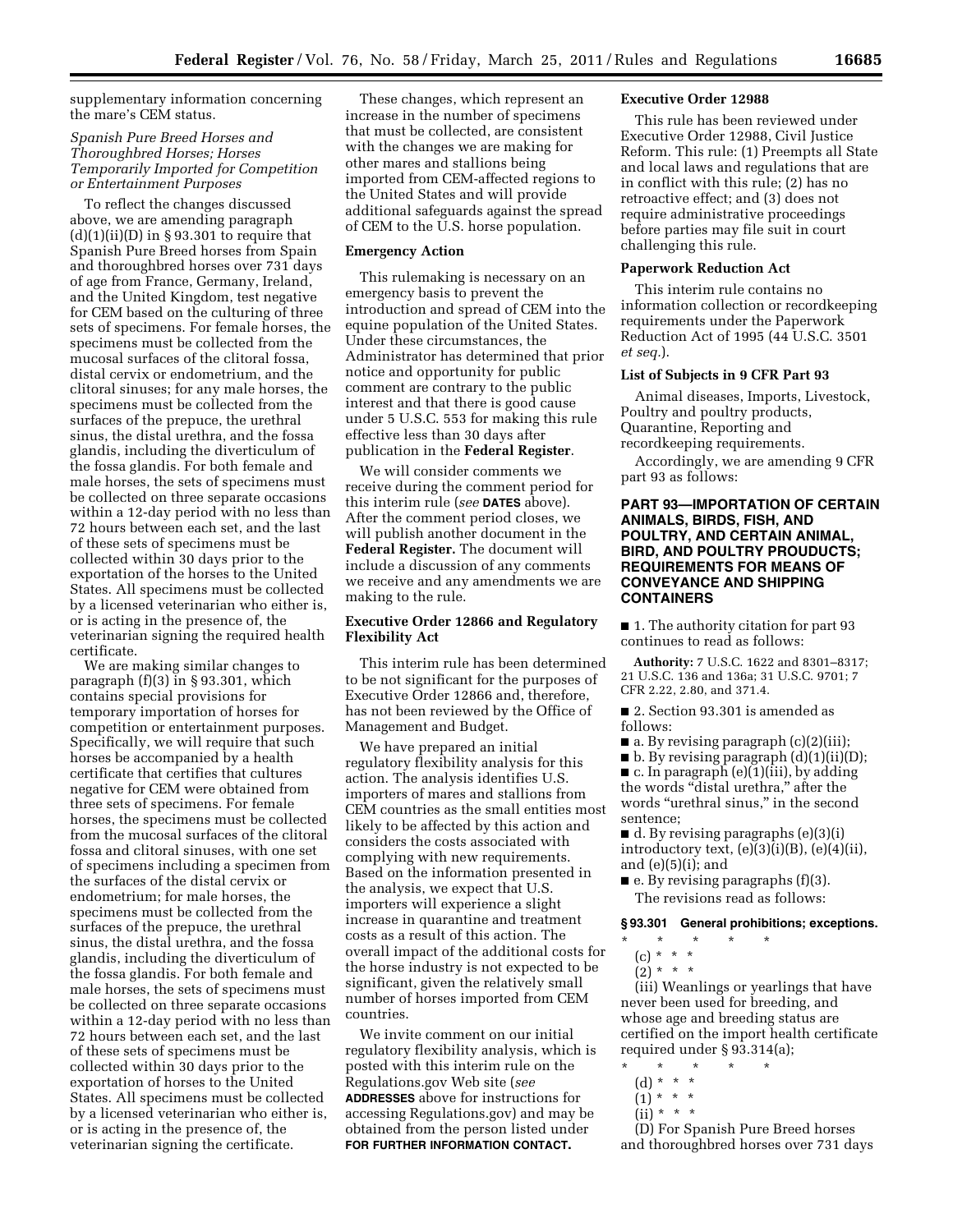supplementary information concerning the mare's CEM status.

*Spanish Pure Breed Horses and Thoroughbred Horses; Horses Temporarily Imported for Competition or Entertainment Purposes*

To reflect the changes discussed above, we are amending paragraph (d)(1)(ii)(D) in § 93.301 to require that Spanish Pure Breed horses from Spain and thoroughbred horses over 731 days of age from France, Germany, Ireland, and the United Kingdom, test negative for CEM based on the culturing of three sets of specimens. For female horses, the specimens must be collected from the mucosal surfaces of the clitoral fossa, distal cervix or endometrium, and the clitoral sinuses; for any male horses, the specimens must be collected from the surfaces of the prepuce, the urethral sinus, the distal urethra, and the fossa glandis, including the diverticulum of the fossa glandis. For both female and male horses, the sets of specimens must be collected on three separate occasions within a 12-day period with no less than 72 hours between each set, and the last of these sets of specimens must be collected within 30 days prior to the exportation of the horses to the United States. All specimens must be collected by a licensed veterinarian who either is, or is acting in the presence of, the veterinarian signing the required health certificate.

We are making similar changes to paragraph (f)(3) in § 93.301, which contains special provisions for temporary importation of horses for competition or entertainment purposes. Specifically, we will require that such horses be accompanied by a health certificate that certifies that cultures negative for CEM were obtained from three sets of specimens. For female horses, the specimens must be collected from the mucosal surfaces of the clitoral fossa and clitoral sinuses, with one set of specimens including a specimen from the surfaces of the distal cervix or endometrium; for male horses, the specimens must be collected from the surfaces of the prepuce, the urethral sinus, the distal urethra, and the fossa glandis, including the diverticulum of the fossa glandis. For both female and male horses, the sets of specimens must be collected on three separate occasions within a 12-day period with no less than 72 hours between each set, and the last of these sets of specimens must be collected within 30 days prior to the exportation of horses to the United States. All specimens must be collected by a licensed veterinarian who either is, or is acting in the presence of, the veterinarian signing the certificate.

These changes, which represent an increase in the number of specimens that must be collected, are consistent with the changes we are making for other mares and stallions being imported from CEM-affected regions to the United States and will provide additional safeguards against the spread of CEM to the U.S. horse population.

**Emergency Action**

This rulemaking is necessary on an emergency basis to prevent the introduction and spread of CEM into the equine population of the United States. Under these circumstances, the Administrator has determined that prior notice and opportunity for public comment are contrary to the public interest and that there is good cause under 5 U.S.C. 553 for making this rule effective less than 30 days after publication in the **Federal Register**.

We will consider comments we receive during the comment period for this interim rule (*see* **DATES** above). After the comment period closes, we will publish another document in the **Federal Register.** The document will include a discussion of any comments we receive and any amendments we are making to the rule.

**Executive Order 12866 and Regulatory Flexibility Act**

This interim rule has been determined to be not significant for the purposes of Executive Order 12866 and, therefore, has not been reviewed by the Office of Management and Budget.

We have prepared an initial regulatory flexibility analysis for this action. The analysis identifies U.S. importers of mares and stallions from CEM countries as the small entities most likely to be affected by this action and considers the costs associated with complying with new requirements. Based on the information presented in the analysis, we expect that U.S. importers will experience a slight increase in quarantine and treatment costs as a result of this action. The overall impact of the additional costs for the horse industry is not expected to be significant, given the relatively small number of horses imported from CEM countries.

We invite comment on our initial regulatory flexibility analysis, which is posted with this interim rule on the Regulations.gov Web site (*see* **ADDRESSES** above for instructions for accessing Regulations.gov) and may be obtained from the person listed under **FOR FURTHER INFORMATION CONTACT.**

**Executive Order 12988**

This rule has been reviewed under Executive Order 12988, Civil Justice Reform. This rule: (1) Preempts all State and local laws and regulations that are in conflict with this rule; (2) has no retroactive effect; and (3) does not require administrative proceedings before parties may file suit in court challenging this rule.

**Paperwork Reduction Act**

This interim rule contains no information collection or recordkeeping requirements under the Paperwork Reduction Act of 1995 (44 U.S.C. 3501 *et seq.*).

**List of Subjects in 9 CFR Part 93**

Animal diseases, Imports, Livestock, Poultry and poultry products, Quarantine, Reporting and recordkeeping requirements.

Accordingly, we are amending 9 CFR part 93 as follows:

## PART 93—IMPORTATION OF CERTAIN ANIMALS, BIRDS, FISH, AND POULTRY, AND CERTAIN ANIMAL, BIRD, AND POULTRY PROUDUCTS; REQUIREMENTS FOR MEANS OF CONVEYANCE AND SHIPPING CONTAINERS

■ 1. The authority citation for part 93 continues to read as follows:

**Authority:** 7 U.S.C. 1622 and 8301–8317; 21 U.S.C. 136 and 136a; 31 U.S.C. 9701; 7 CFR 2.22, 2.80, and 371.4.

■ 2. Section 93.301 is amended as follows:

■ a. By revising paragraph (c)(2)(iii);

■ b. By revising paragraph (d)(1)(ii)(D);

■ c. In paragraph (e)(1)(iii), by adding the words "distal urethra," after the words "urethral sinus," in the second sentence;

■ d. By revising paragraphs (e)(3)(i) introductory text, (e)(3)(i)(B), (e)(4)(ii), and (e)(5)(i); and

■ e. By revising paragraphs (f)(3).

The revisions read as follows:

**§ 93.301 General prohibitions; exceptions.**

\* \* \* \* \*

(c) \* \* \*

(2) \* \* \*

(iii) Weanlings or yearlings that have never been used for breeding, and whose age and breeding status are certified on the import health certificate required under § 93.314(a);

\* \* \* \* \*

(d) \* \* \*

(1) \* \* \*

(ii) \* \* \*

(D) For Spanish Pure Breed horses and thoroughbred horses over 731 days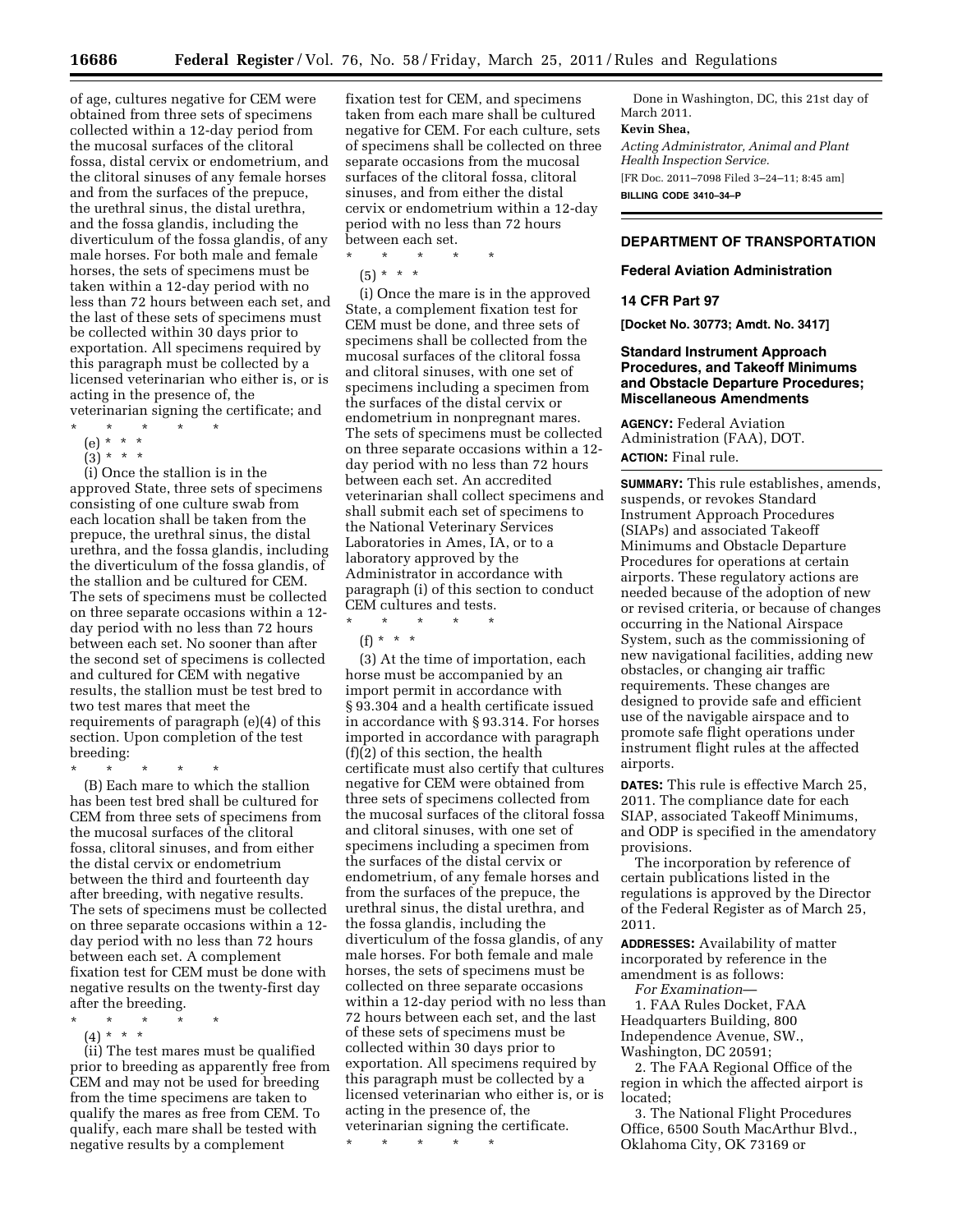of age, cultures negative for CEM were obtained from three sets of specimens collected within a 12-day period from the mucosal surfaces of the clitoral fossa, distal cervix or endometrium, and the clitoral sinuses of any female horses and from the surfaces of the prepuce, the urethral sinus, the distal urethra, and the fossa glandis, including the diverticulum of the fossa glandis, of any male horses. For both male and female horses, the sets of specimens must be taken within a 12-day period with no less than 72 hours between each set, and the last of these sets of specimens must be collected within 30 days prior to exportation. All specimens required by this paragraph must be collected by a licensed veterinarian who either is, or is acting in the presence of, the veterinarian signing the certificate; and

\* \* \* \* \*

(e) \* \* \*

(3) \* \* \*

(i) Once the stallion is in the approved State, three sets of specimens consisting of one culture swab from each location shall be taken from the prepuce, the urethral sinus, the distal urethra, and the fossa glandis, including the diverticulum of the fossa glandis, of the stallion and be cultured for CEM. The sets of specimens must be collected on three separate occasions within a 12-day period with no less than 72 hours between each set. No sooner than after the second set of specimens is collected and cultured for CEM with negative results, the stallion must be test bred to two test mares that meet the requirements of paragraph (e)(4) of this section. Upon completion of the test breeding:

\* \* \* \* \*

(B) Each mare to which the stallion has been test bred shall be cultured for CEM from three sets of specimens from the mucosal surfaces of the clitoral fossa, clitoral sinuses, and from either the distal cervix or endometrium between the third and fourteenth day after breeding, with negative results. The sets of specimens must be collected on three separate occasions within a 12-day period with no less than 72 hours between each set. A complement fixation test for CEM must be done with negative results on the twenty-first day after the breeding.

\* \* \* \* \*

(4) \* \* \*

(ii) The test mares must be qualified prior to breeding as apparently free from CEM and may not be used for breeding from the time specimens are taken to qualify the mares as free from CEM. To qualify, each mare shall be tested with negative results by a complement fixation test for CEM, and specimens taken from each mare shall be cultured negative for CEM. For each culture, sets of specimens shall be collected on three separate occasions from the mucosal surfaces of the clitoral fossa, clitoral sinuses, and from either the distal cervix or endometrium within a 12-day period with no less than 72 hours between each set.

\* \* \* \* \*

(5) \* \* \*

(i) Once the mare is in the approved State, a complement fixation test for CEM must be done, and three sets of specimens shall be collected from the mucosal surfaces of the clitoral fossa and clitoral sinuses, with one set of specimens including a specimen from the surfaces of the distal cervix or endometrium in nonpregnant mares. The sets of specimens must be collected on three separate occasions within a 12-day period with no less than 72 hours between each set. An accredited veterinarian shall collect specimens and shall submit each set of specimens to the National Veterinary Services Laboratories in Ames, IA, or to a laboratory approved by the Administrator in accordance with paragraph (i) of this section to conduct CEM cultures and tests.

\* \* \* \* \*

(f) \* \* \*

(3) At the time of importation, each horse must be accompanied by an import permit in accordance with § 93.304 and a health certificate issued in accordance with § 93.314. For horses imported in accordance with paragraph (f)(2) of this section, the health certificate must also certify that cultures negative for CEM were obtained from three sets of specimens collected from the mucosal surfaces of the clitoral fossa and clitoral sinuses, with one set of specimens including a specimen from the surfaces of the distal cervix or endometrium, of any female horses and from the surfaces of the prepuce, the urethral sinus, the distal urethra, and the fossa glandis, including the diverticulum of the fossa glandis, of any male horses. For both female and male horses, the sets of specimens must be collected on three separate occasions within a 12-day period with no less than 72 hours between each set, and the last of these sets of specimens must be collected within 30 days prior to exportation. All specimens required by this paragraph must be collected by a licensed veterinarian who either is, or is acting in the presence of, the veterinarian signing the certificate.

\* \* \* \* \*

Done in Washington, DC, this 21st day of March 2011.

**Kevin Shea,**

*Acting Administrator, Animal and Plant Health Inspection Service.*

[FR Doc. 2011–7098 Filed 3–24–11; 8:45 am]

**BILLING CODE 3410–34–P**

## DEPARTMENT OF TRANSPORTATION

### Federal Aviation Administration

### 14 CFR Part 97

**[Docket No. 30773; Amdt. No. 3417]**

### Standard Instrument Approach Procedures, and Takeoff Minimums and Obstacle Departure Procedures; Miscellaneous Amendments

**AGENCY:** Federal Aviation Administration (FAA), DOT.

**ACTION:** Final rule.

**SUMMARY:** This rule establishes, amends, suspends, or revokes Standard Instrument Approach Procedures (SIAPs) and associated Takeoff Minimums and Obstacle Departure Procedures for operations at certain airports. These regulatory actions are needed because of the adoption of new or revised criteria, or because of changes occurring in the National Airspace System, such as the commissioning of new navigational facilities, adding new obstacles, or changing air traffic requirements. These changes are designed to provide safe and efficient use of the navigable airspace and to promote safe flight operations under instrument flight rules at the affected airports.

**DATES:** This rule is effective March 25, 2011. The compliance date for each SIAP, associated Takeoff Minimums, and ODP is specified in the amendatory provisions.

The incorporation by reference of certain publications listed in the regulations is approved by the Director of the Federal Register as of March 25, 2011.

**ADDRESSES:** Availability of matter incorporated by reference in the amendment is as follows:

*For Examination*—

1. FAA Rules Docket, FAA Headquarters Building, 800 Independence Avenue, SW., Washington, DC 20591;

2. The FAA Regional Office of the region in which the affected airport is located;

3. The National Flight Procedures Office, 6500 South MacArthur Blvd., Oklahoma City, OK 73169 or